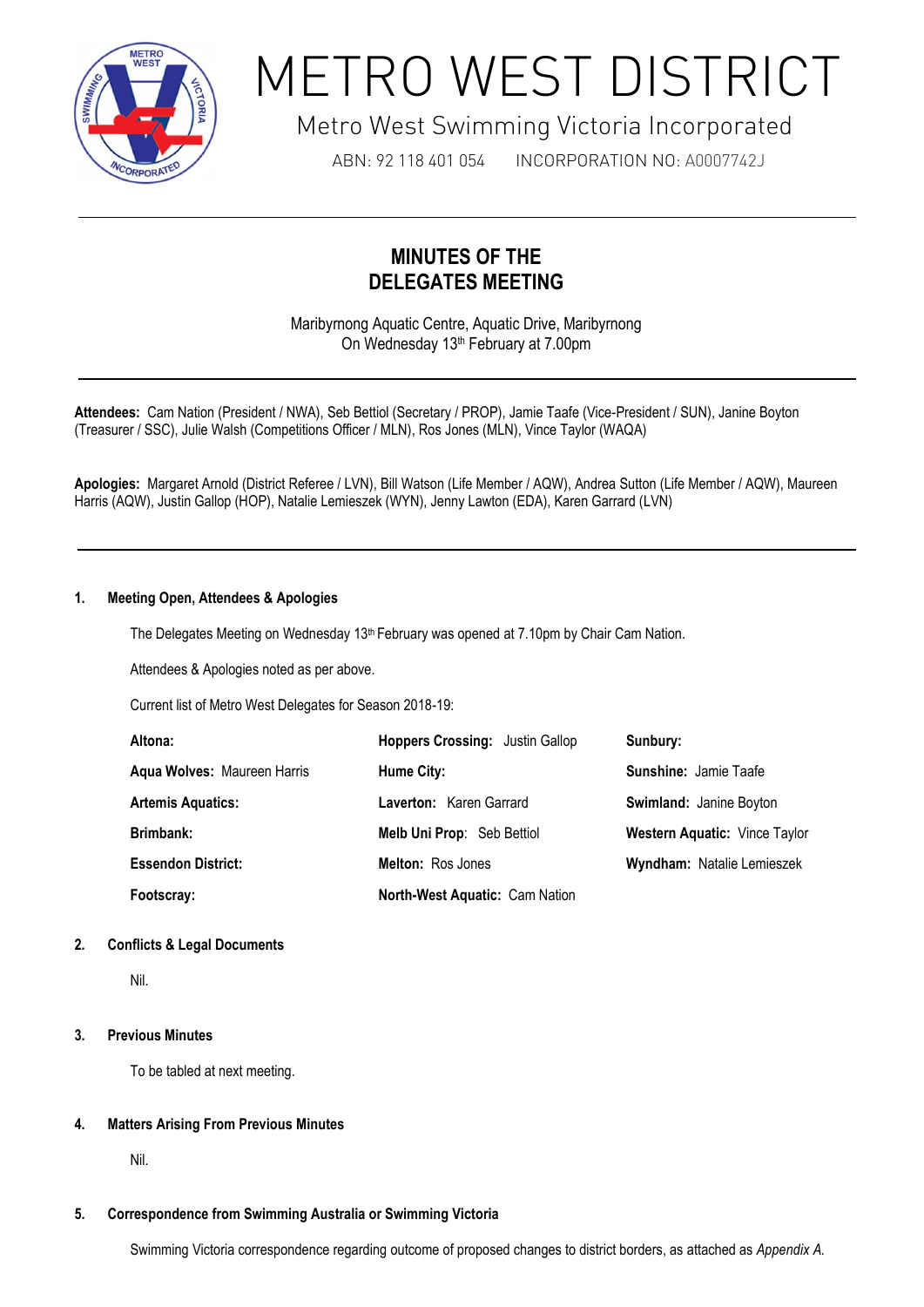# METRO WEST DISTRICT

Metro West Swimming Victoria Incorporated

ABN: 92 118 401 054 INCORPORATION NO: A0007742J

## MINUTES OF THE DELEGATES MEETING

Maribyrnong Aquatic Centre, Aquatic Drive, Maribyrnong
On Wednesday 13th February at 7.00pm

**Attendees:** Cam Nation (President / NWA), Seb Bettiol (Secretary / PROP), Jamie Taafe (Vice-President / SUN), Janine Boyton (Treasurer / SSC), Julie Walsh (Competitions Officer / MLN), Ros Jones (MLN), Vince Taylor (WAQA)

**Apologies:** Margaret Arnold (District Referee / LVN), Bill Watson (Life Member / AQW), Andrea Sutton (Life Member / AQW), Maureen Harris (AQW), Justin Gallop (HOP), Natalie Lemieszek (WYN), Jenny Lawton (EDA), Karen Garrard (LVN)

### 1. Meeting Open, Attendees & Apologies

The Delegates Meeting on Wednesday 13th February was opened at 7.10pm by Chair Cam Nation.

Attendees & Apologies noted as per above.

Current list of Metro West Delegates for Season 2018-19:

| | | |
|---|---|---|
| **Altona:** | **Hoppers Crossing:** Justin Gallop | **Sunbury:** |
| **Aqua Wolves:** Maureen Harris | **Hume City:** | **Sunshine:** Jamie Taafe |
| **Artemis Aquatics:** | **Laverton:** Karen Garrard | **Swimland:** Janine Boyton |
| **Brimbank:** | **Melb Uni Prop:** Seb Bettiol | **Western Aquatic:** Vince Taylor |
| **Essendon District:** | **Melton:** Ros Jones | **Wyndham:** Natalie Lemieszek |
| **Footscray:** | **North-West Aquatic:** Cam Nation | |

### 2. Conflicts & Legal Documents

Nil.

### 3. Previous Minutes

To be tabled at next meeting.

### 4. Matters Arising From Previous Minutes

Nil.

### 5. Correspondence from Swimming Australia or Swimming Victoria

Swimming Victoria correspondence regarding outcome of proposed changes to district borders, as attached as *Appendix A*.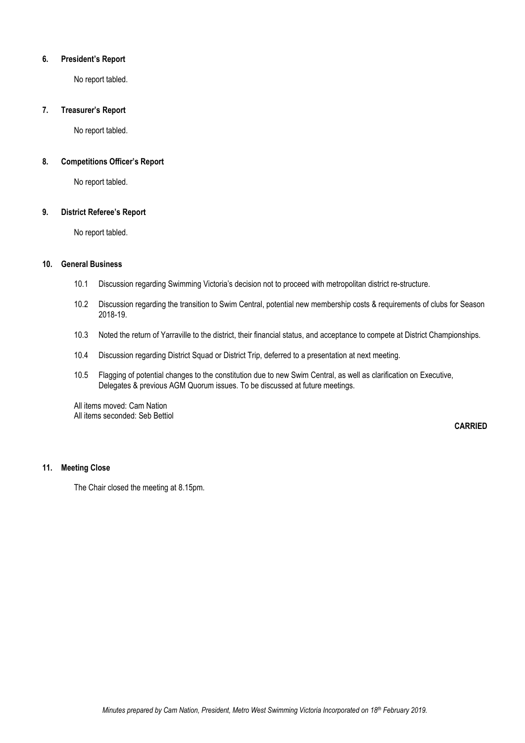### 6. President's Report

No report tabled.

### 7. Treasurer's Report

No report tabled.

### 8. Competitions Officer's Report

No report tabled.

### 9. District Referee's Report

No report tabled.

### 10. General Business

10.1 Discussion regarding Swimming Victoria's decision not to proceed with metropolitan district re-structure.

10.2 Discussion regarding the transition to Swim Central, potential new membership costs & requirements of clubs for Season 2018-19.

10.3 Noted the return of Yarraville to the district, their financial status, and acceptance to compete at District Championships.

10.4 Discussion regarding District Squad or District Trip, deferred to a presentation at next meeting.

10.5 Flagging of potential changes to the constitution due to new Swim Central, as well as clarification on Executive, Delegates & previous AGM Quorum issues. To be discussed at future meetings.

All items moved: Cam Nation
All items seconded: Seb Bettiol

**CARRIED**

### 11. Meeting Close

The Chair closed the meeting at 8.15pm.

*Minutes prepared by Cam Nation, President, Metro West Swimming Victoria Incorporated on 18th February 2019.*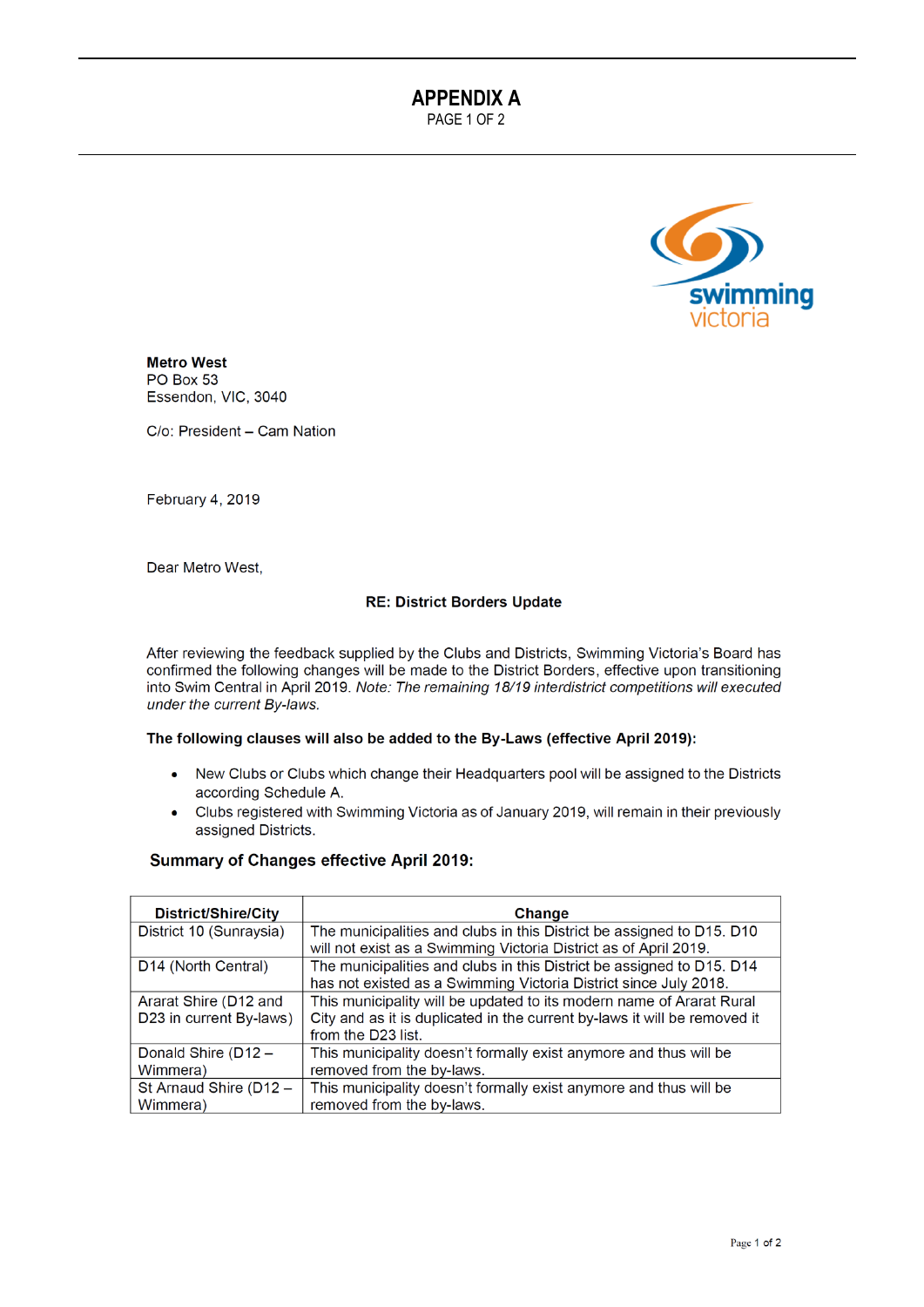# APPENDIX A

PAGE 1 OF 2

**Metro West**
PO Box 53
Essendon, VIC, 3040

C/o: President – Cam Nation

February 4, 2019

Dear Metro West,

**RE: District Borders Update**

After reviewing the feedback supplied by the Clubs and Districts, Swimming Victoria's Board has confirmed the following changes will be made to the District Borders, effective upon transitioning into Swim Central in April 2019. *Note: The remaining 18/19 interdistrict competitions will executed under the current By-laws.*

**The following clauses will also be added to the By-Laws (effective April 2019):**

- New Clubs or Clubs which change their Headquarters pool will be assigned to the Districts according Schedule A.
- Clubs registered with Swimming Victoria as of January 2019, will remain in their previously assigned Districts.

**Summary of Changes effective April 2019:**

| District/Shire/City | Change |
|---|---|
| District 10 (Sunraysia) | The municipalities and clubs in this District be assigned to D15. D10 will not exist as a Swimming Victoria District as of April 2019. |
| D14 (North Central) | The municipalities and clubs in this District be assigned to D15. D14 has not existed as a Swimming Victoria District since July 2018. |
| Ararat Shire (D12 and D23 in current By-laws) | This municipality will be updated to its modern name of Ararat Rural City and as it is duplicated in the current by-laws it will be removed it from the D23 list. |
| Donald Shire (D12 – Wimmera) | This municipality doesn't formally exist anymore and thus will be removed from the by-laws. |
| St Arnaud Shire (D12 – Wimmera) | This municipality doesn't formally exist anymore and thus will be removed from the by-laws. |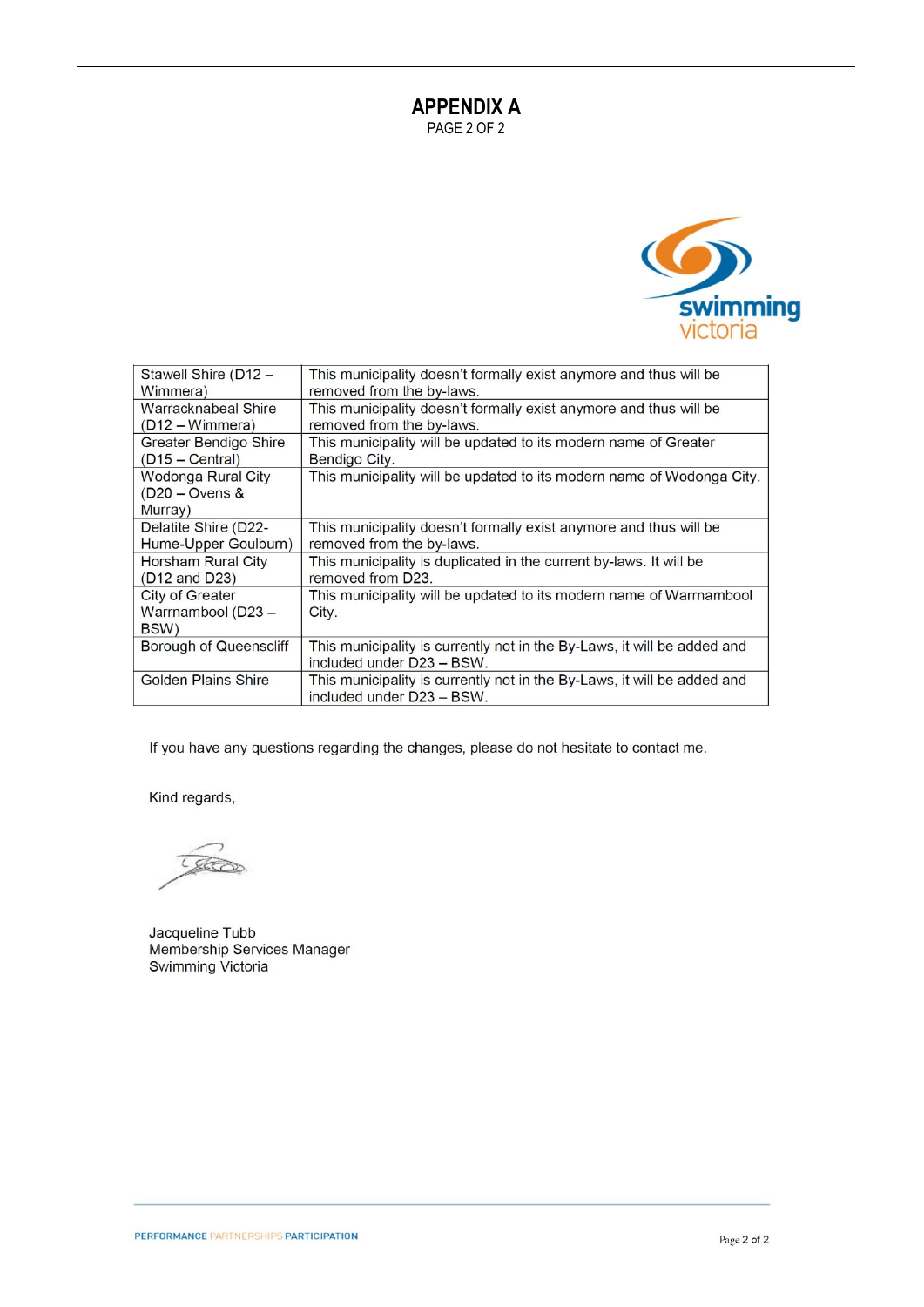# APPENDIX A

PAGE 2 OF 2

| | |
|---|---|
| Stawell Shire (D12 – Wimmera) | This municipality doesn't formally exist anymore and thus will be removed from the by-laws. |
| Warracknabeal Shire (D12 – Wimmera) | This municipality doesn't formally exist anymore and thus will be removed from the by-laws. |
| Greater Bendigo Shire (D15 – Central) | This municipality will be updated to its modern name of Greater Bendigo City. |
| Wodonga Rural City (D20 – Ovens & Murray) | This municipality will be updated to its modern name of Wodonga City. |
| Delatite Shire (D22-Hume-Upper Goulburn) | This municipality doesn't formally exist anymore and thus will be removed from the by-laws. |
| Horsham Rural City (D12 and D23) | This municipality is duplicated in the current by-laws. It will be removed from D23. |
| City of Greater Warrnambool (D23 – BSW) | This municipality will be updated to its modern name of Warrnambool City. |
| Borough of Queenscliff | This municipality is currently not in the By-Laws, it will be added and included under D23 – BSW. |
| Golden Plains Shire | This municipality is currently not in the By-Laws, it will be added and included under D23 – BSW. |

If you have any questions regarding the changes, please do not hesitate to contact me.

Kind regards,

Jacqueline Tubb
Membership Services Manager
Swimming Victoria

PERFORMANCE PARTNERSHIPS PARTICIPATION